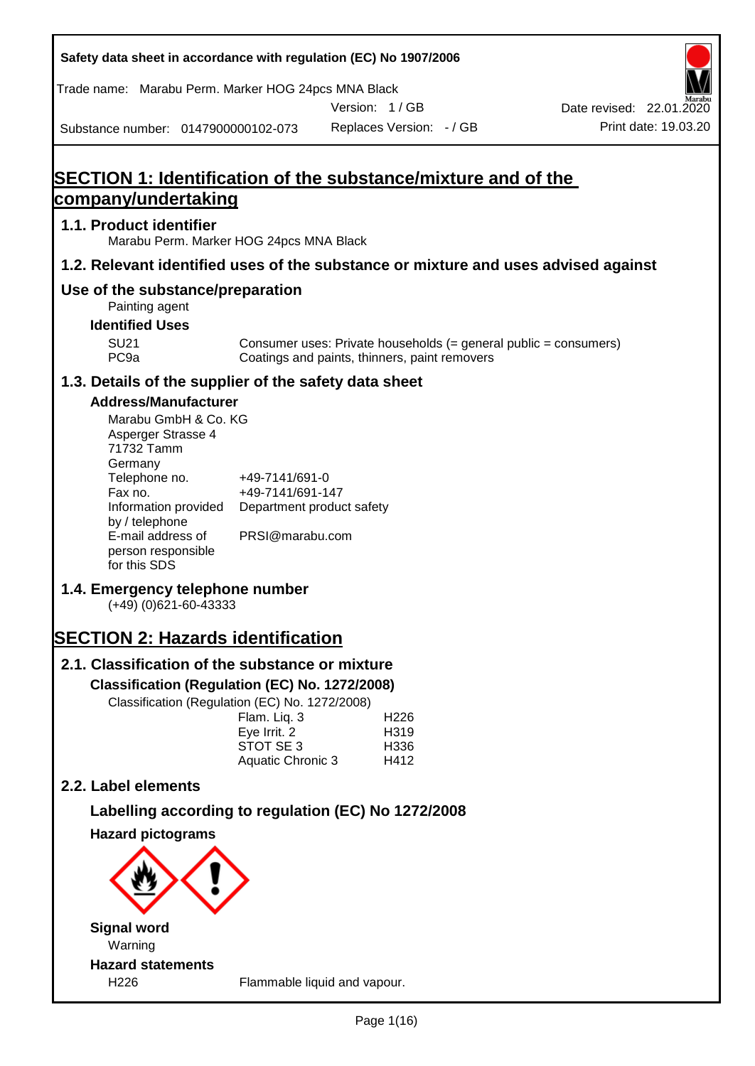Safety data sheet in accordance with regulation (EC) No 1907/2006

Trade name: Marabu Perm. Marker HOG 24pcs MNA Black

Version: 1 / GB

Date revised: 22.01.2020

Substance number: 0147900000102-073

Replaces Version: - / GB

Print date: 19.03.20

# SECTION 1: Identification of the substance/mixture and of the company/undertaking

## 1.1. Product identifier

Marabu Perm. Marker HOG 24pcs MNA Black

## 1.2. Relevant identified uses of the substance or mixture and uses advised against

## Use of the substance/preparation

Painting agent

### Identified Uses

| | |
|---|---|
| SU21 | Consumer uses: Private households (= general public = consumers) |
| PC9a | Coatings and paints, thinners, paint removers |

## 1.3. Details of the supplier of the safety data sheet

### Address/Manufacturer

Marabu GmbH & Co. KG
Asperger Strasse 4
71732 Tamm
Germany

| | |
|---|---|
| Telephone no. | +49-7141/691-0 |
| Fax no. | +49-7141/691-147 |
| Information provided by / telephone | Department product safety |
| E-mail address of person responsible for this SDS | PRSI@marabu.com |

## 1.4. Emergency telephone number

(+49) (0)621-60-43333

# SECTION 2: Hazards identification

## 2.1. Classification of the substance or mixture

### Classification (Regulation (EC) No. 1272/2008)

Classification (Regulation (EC) No. 1272/2008)

| | |
|---|---|
| Flam. Liq. 3 | H226 |
| Eye Irrit. 2 | H319 |
| STOT SE 3 | H336 |
| Aquatic Chronic 3 | H412 |

## 2.2. Label elements

### Labelling according to regulation (EC) No 1272/2008

### Hazard pictograms

### Signal word

Warning

### Hazard statements

| | |
|---|---|
| H226 | Flammable liquid and vapour. |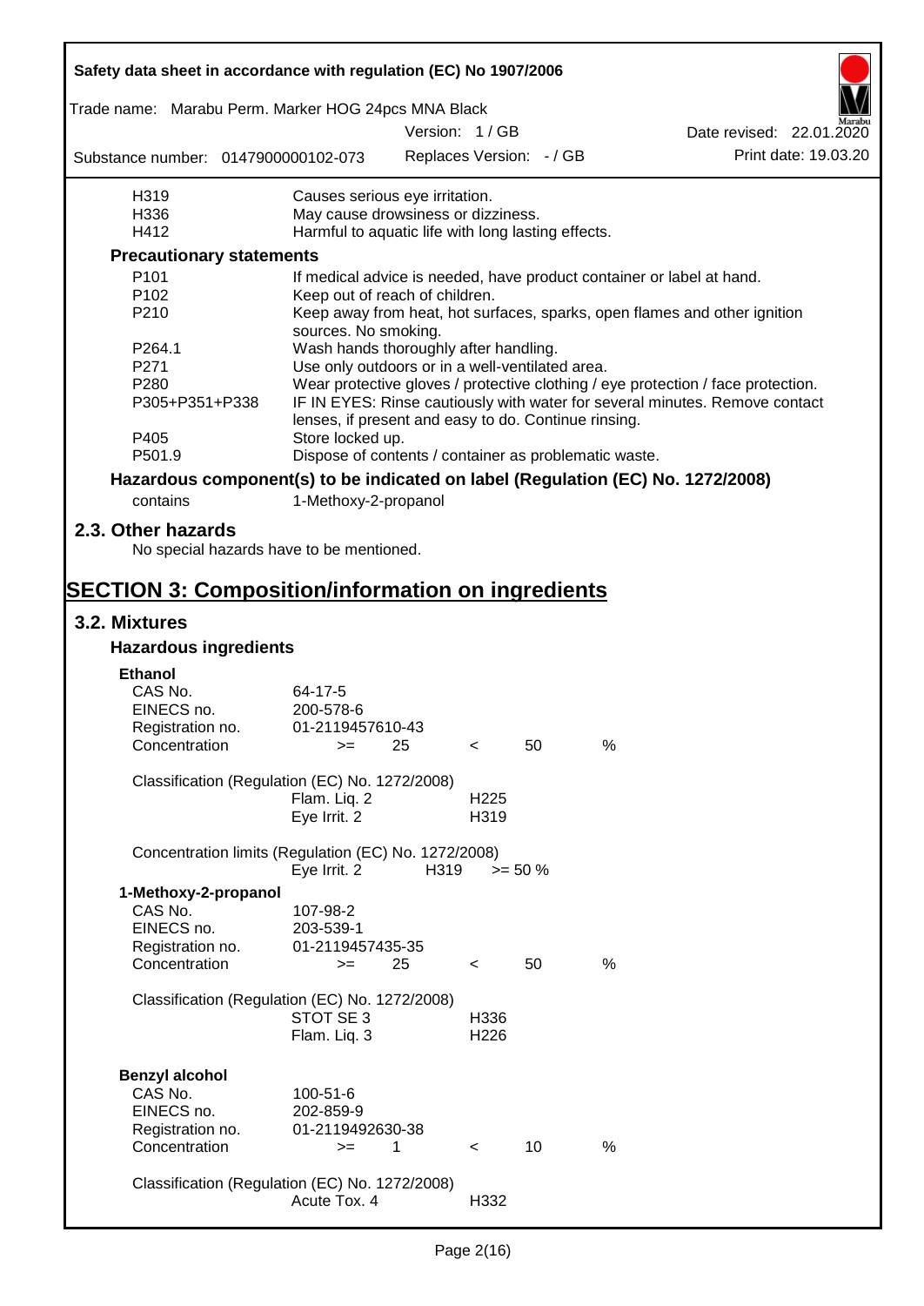| | |
|---|---|
| H319 | Causes serious eye irritation. |
| H336 | May cause drowsiness or dizziness. |
| H412 | Harmful to aquatic life with long lasting effects. |

### Precautionary statements

| | |
|---|---|
| P101 | If medical advice is needed, have product container or label at hand. |
| P102 | Keep out of reach of children. |
| P210 | Keep away from heat, hot surfaces, sparks, open flames and other ignition sources. No smoking. |
| P264.1 | Wash hands thoroughly after handling. |
| P271 | Use only outdoors or in a well-ventilated area. |
| P280 | Wear protective gloves / protective clothing / eye protection / face protection. |
| P305+P351+P338 | IF IN EYES: Rinse cautiously with water for several minutes. Remove contact lenses, if present and easy to do. Continue rinsing. |
| P405 | Store locked up. |
| P501.9 | Dispose of contents / container as problematic waste. |

### Hazardous component(s) to be indicated on label (Regulation (EC) No. 1272/2008)

contains 1-Methoxy-2-propanol

## 2.3. Other hazards

No special hazards have to be mentioned.

# SECTION 3: Composition/information on ingredients

## 3.2. Mixtures

### Hazardous ingredients

**Ethanol**

| | |
|---|---|
| CAS No. | 64-17-5 |
| EINECS no. | 200-578-6 |
| Registration no. | 01-2119457610-43 |
| Concentration | >= 25 < 50 % |

Classification (Regulation (EC) No. 1272/2008)

| | |
|---|---|
| Flam. Liq. 2 | H225 |
| Eye Irrit. 2 | H319 |

Concentration limits (Regulation (EC) No. 1272/2008)

| | | |
|---|---|---|
| Eye Irrit. 2 | H319 | >= 50 % |

**1-Methoxy-2-propanol**

| | |
|---|---|
| CAS No. | 107-98-2 |
| EINECS no. | 203-539-1 |
| Registration no. | 01-2119457435-35 |
| Concentration | >= 25 < 50 % |

Classification (Regulation (EC) No. 1272/2008)

| | |
|---|---|
| STOT SE 3 | H336 |
| Flam. Liq. 3 | H226 |

**Benzyl alcohol**

| | |
|---|---|
| CAS No. | 100-51-6 |
| EINECS no. | 202-859-9 |
| Registration no. | 01-2119492630-38 |
| Concentration | >= 1 < 10 % |

Classification (Regulation (EC) No. 1272/2008)

| | |
|---|---|
| Acute Tox. 4 | H332 |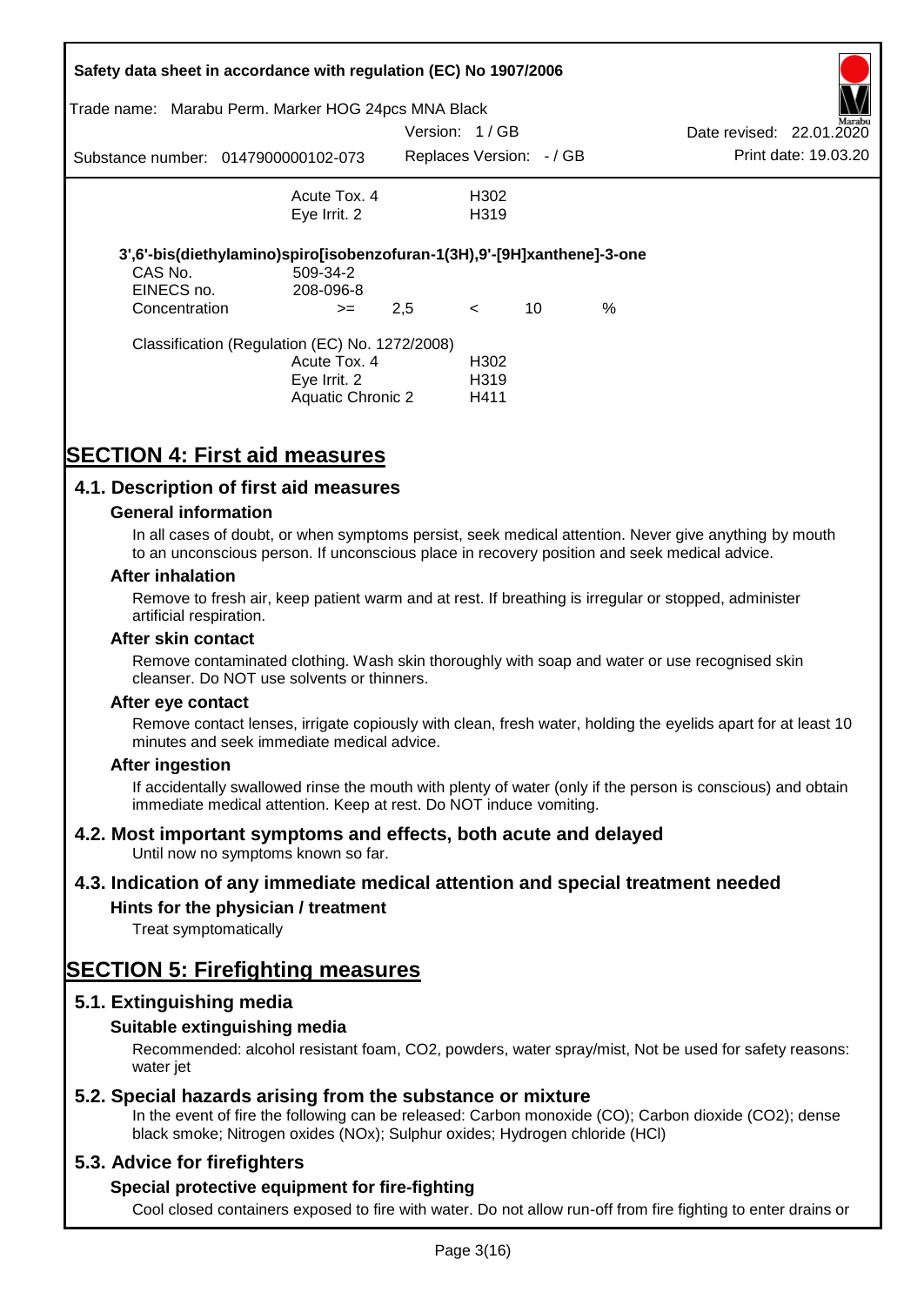| | | |
|---|---|---|
| | Acute Tox. 4 | H302 |
| | Eye Irrit. 2 | H319 |

**3',6'-bis(diethylamino)spiro[isobenzofuran-1(3H),9'-[9H]xanthene]-3-one**

| | | | | | |
|---|---|---|---|---|---|
| CAS No. | 509-34-2 | | | | |
| EINECS no. | 208-096-8 | | | | |
| Concentration | >= | 2,5 | < | 10 | % |

Classification (Regulation (EC) No. 1272/2008)

| | |
|---|---|
| Acute Tox. 4 | H302 |
| Eye Irrit. 2 | H319 |
| Aquatic Chronic 2 | H411 |

# SECTION 4: First aid measures

## 4.1. Description of first aid measures

### General information

In all cases of doubt, or when symptoms persist, seek medical attention. Never give anything by mouth to an unconscious person. If unconscious place in recovery position and seek medical advice.

### After inhalation

Remove to fresh air, keep patient warm and at rest. If breathing is irregular or stopped, administer artificial respiration.

### After skin contact

Remove contaminated clothing. Wash skin thoroughly with soap and water or use recognised skin cleanser. Do NOT use solvents or thinners.

### After eye contact

Remove contact lenses, irrigate copiously with clean, fresh water, holding the eyelids apart for at least 10 minutes and seek immediate medical advice.

### After ingestion

If accidentally swallowed rinse the mouth with plenty of water (only if the person is conscious) and obtain immediate medical attention. Keep at rest. Do NOT induce vomiting.

## 4.2. Most important symptoms and effects, both acute and delayed

Until now no symptoms known so far.

## 4.3. Indication of any immediate medical attention and special treatment needed

### Hints for the physician / treatment

Treat symptomatically

# SECTION 5: Firefighting measures

## 5.1. Extinguishing media

### Suitable extinguishing media

Recommended: alcohol resistant foam, $CO_2$, powders, water spray/mist, Not be used for safety reasons: water jet

## 5.2. Special hazards arising from the substance or mixture

In the event of fire the following can be released: Carbon monoxide (CO); Carbon dioxide ($CO_2$); dense black smoke; Nitrogen oxides ($NO_x$); Sulphur oxides; Hydrogen chloride (HCl)

## 5.3. Advice for firefighters

### Special protective equipment for fire-fighting

Cool closed containers exposed to fire with water. Do not allow run-off from fire fighting to enter drains or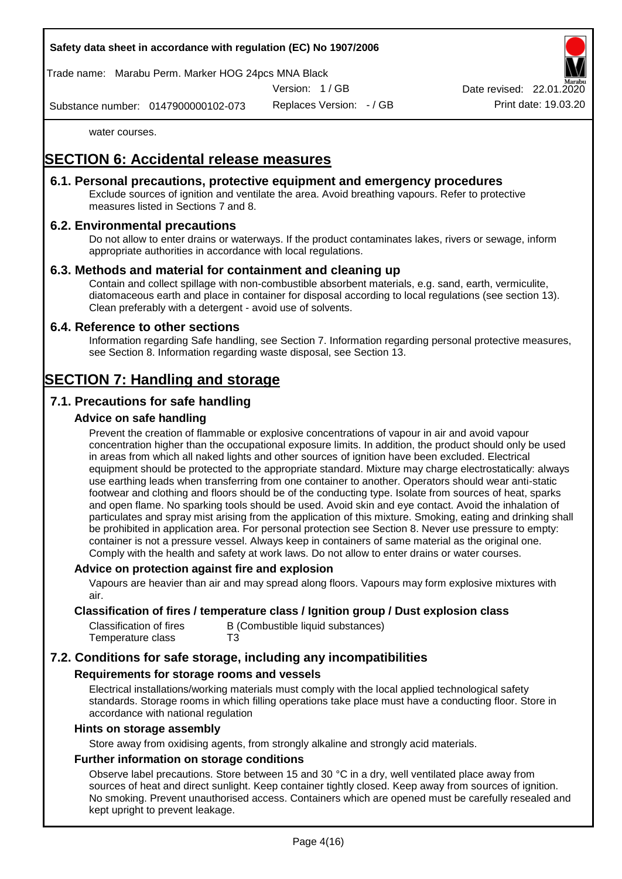water courses.

# SECTION 6: Accidental release measures

## 6.1. Personal precautions, protective equipment and emergency procedures

Exclude sources of ignition and ventilate the area. Avoid breathing vapours. Refer to protective measures listed in Sections 7 and 8.

## 6.2. Environmental precautions

Do not allow to enter drains or waterways. If the product contaminates lakes, rivers or sewage, inform appropriate authorities in accordance with local regulations.

## 6.3. Methods and material for containment and cleaning up

Contain and collect spillage with non-combustible absorbent materials, e.g. sand, earth, vermiculite, diatomaceous earth and place in container for disposal according to local regulations (see section 13). Clean preferably with a detergent - avoid use of solvents.

## 6.4. Reference to other sections

Information regarding Safe handling, see Section 7. Information regarding personal protective measures, see Section 8. Information regarding waste disposal, see Section 13.

# SECTION 7: Handling and storage

## 7.1. Precautions for safe handling

### Advice on safe handling

Prevent the creation of flammable or explosive concentrations of vapour in air and avoid vapour concentration higher than the occupational exposure limits. In addition, the product should only be used in areas from which all naked lights and other sources of ignition have been excluded. Electrical equipment should be protected to the appropriate standard. Mixture may charge electrostatically: always use earthing leads when transferring from one container to another. Operators should wear anti-static footwear and clothing and floors should be of the conducting type. Isolate from sources of heat, sparks and open flame. No sparking tools should be used. Avoid skin and eye contact. Avoid the inhalation of particulates and spray mist arising from the application of this mixture. Smoking, eating and drinking shall be prohibited in application area. For personal protection see Section 8. Never use pressure to empty: container is not a pressure vessel. Always keep in containers of same material as the original one. Comply with the health and safety at work laws. Do not allow to enter drains or water courses.

### Advice on protection against fire and explosion

Vapours are heavier than air and may spread along floors. Vapours may form explosive mixtures with air.

### Classification of fires / temperature class / Ignition group / Dust explosion class

| | |
|---|---|
| Classification of fires | B (Combustible liquid substances) |
| Temperature class | T3 |

## 7.2. Conditions for safe storage, including any incompatibilities

### Requirements for storage rooms and vessels

Electrical installations/working materials must comply with the local applied technological safety standards. Storage rooms in which filling operations take place must have a conducting floor. Store in accordance with national regulation

### Hints on storage assembly

Store away from oxidising agents, from strongly alkaline and strongly acid materials.

### Further information on storage conditions

Observe label precautions. Store between 15 and 30 °C in a dry, well ventilated place away from sources of heat and direct sunlight. Keep container tightly closed. Keep away from sources of ignition. No smoking. Prevent unauthorised access. Containers which are opened must be carefully resealed and kept upright to prevent leakage.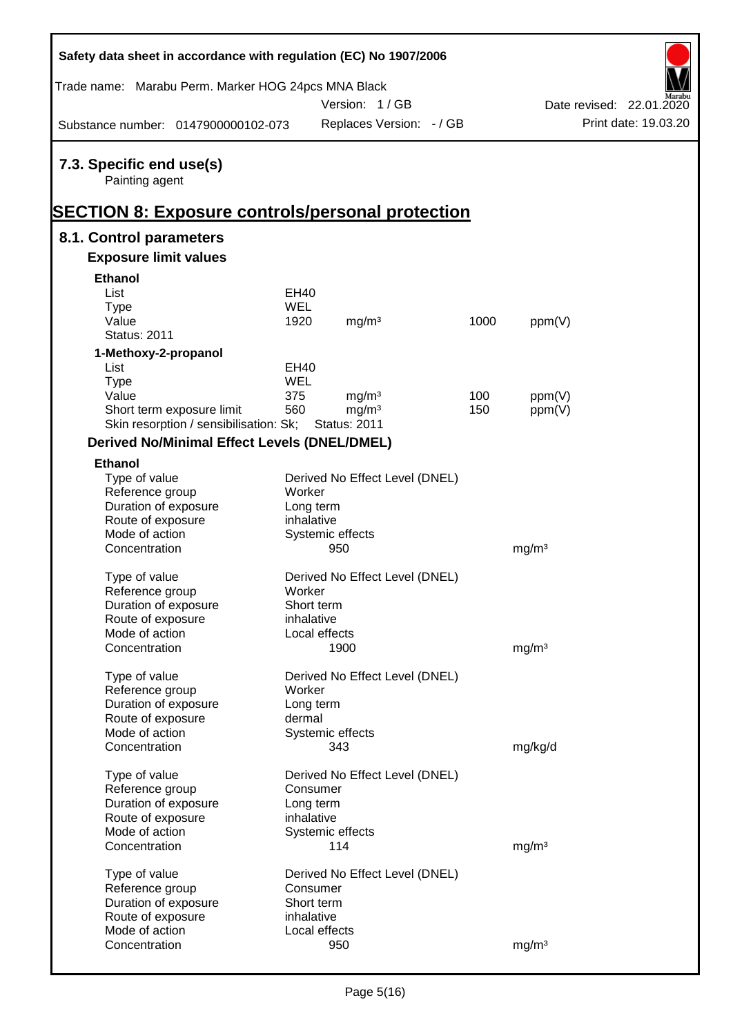### 7.3. Specific end use(s)

Painting agent

## SECTION 8: Exposure controls/personal protection

### 8.1. Control parameters

#### Exposure limit values

**Ethanol**

| | | | | |
|---|---|---|---|---|
| List | EH40 | | | |
| Type | WEL | | | |
| Value | 1920 | mg/m³ | 1000 | ppm(V) |
| Status: 2011 | | | | |

**1-Methoxy-2-propanol**

| | | | | |
|---|---|---|---|---|
| List | EH40 | | | |
| Type | WEL | | | |
| Value | 375 | mg/m³ | 100 | ppm(V) |
| Short term exposure limit | 560 | mg/m³ | 150 | ppm(V) |
| Skin resorption / sensibilisation: Sk; | Status: 2011 | | | |

#### Derived No/Minimal Effect Levels (DNEL/DMEL)

**Ethanol**

| | | |
|---|---|---|
| Type of value | Derived No Effect Level (DNEL) | |
| Reference group | Worker | |
| Duration of exposure | Long term | |
| Route of exposure | inhalative | |
| Mode of action | Systemic effects | |
| Concentration | 950 | mg/m³ |

| | | |
|---|---|---|
| Type of value | Derived No Effect Level (DNEL) | |
| Reference group | Worker | |
| Duration of exposure | Short term | |
| Route of exposure | inhalative | |
| Mode of action | Local effects | |
| Concentration | 1900 | mg/m³ |

| | | |
|---|---|---|
| Type of value | Derived No Effect Level (DNEL) | |
| Reference group | Worker | |
| Duration of exposure | Long term | |
| Route of exposure | dermal | |
| Mode of action | Systemic effects | |
| Concentration | 343 | mg/kg/d |

| | | |
|---|---|---|
| Type of value | Derived No Effect Level (DNEL) | |
| Reference group | Consumer | |
| Duration of exposure | Long term | |
| Route of exposure | inhalative | |
| Mode of action | Systemic effects | |
| Concentration | 114 | mg/m³ |

| | | |
|---|---|---|
| Type of value | Derived No Effect Level (DNEL) | |
| Reference group | Consumer | |
| Duration of exposure | Short term | |
| Route of exposure | inhalative | |
| Mode of action | Local effects | |
| Concentration | 950 | mg/m³ |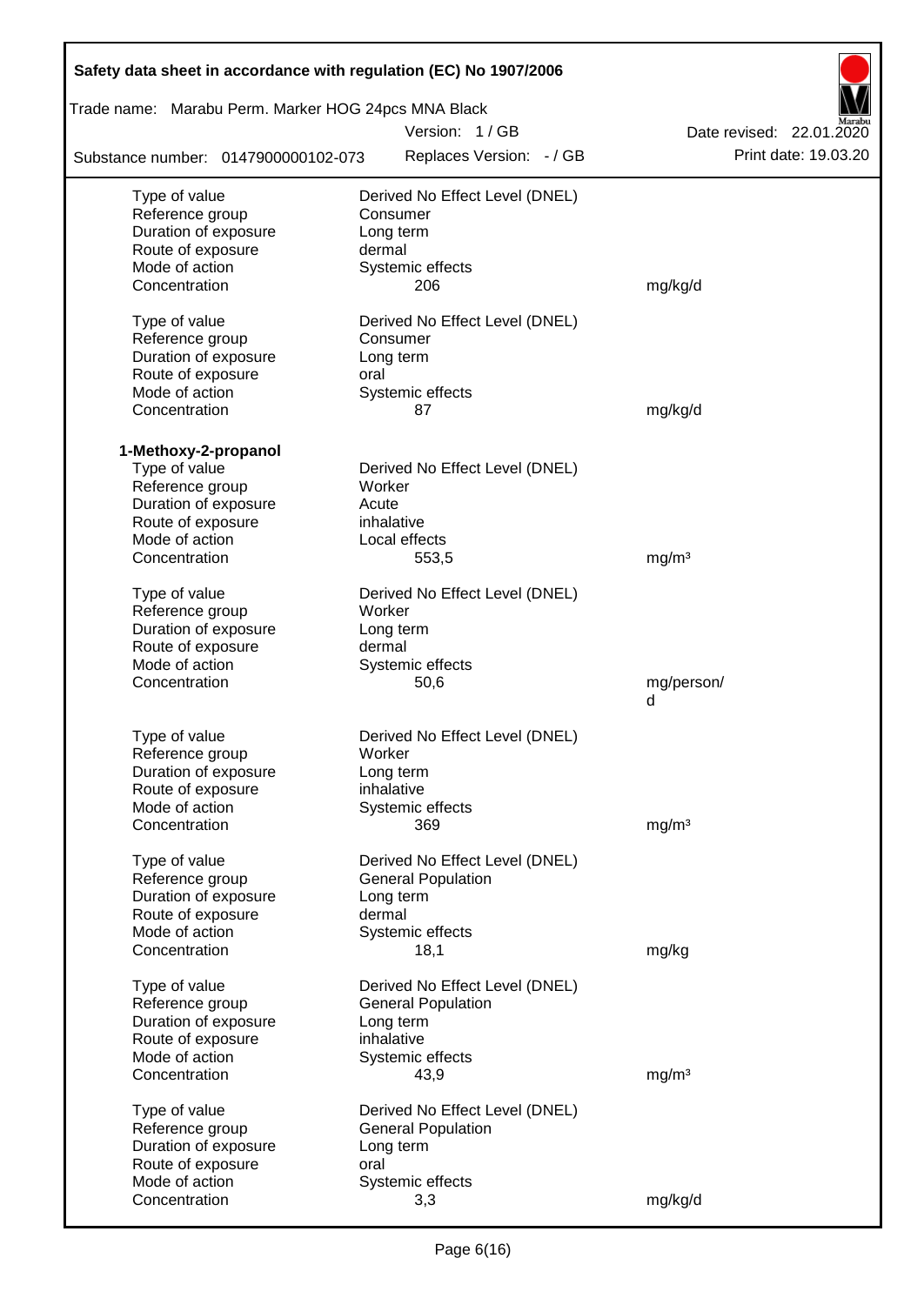| | | |
|---|---|---|
| Type of value | Derived No Effect Level (DNEL) | |
| Reference group | Consumer | |
| Duration of exposure | Long term | |
| Route of exposure | dermal | |
| Mode of action | Systemic effects | |
| Concentration | 206 | mg/kg/d |
| | | |
| Type of value | Derived No Effect Level (DNEL) | |
| Reference group | Consumer | |
| Duration of exposure | Long term | |
| Route of exposure | oral | |
| Mode of action | Systemic effects | |
| Concentration | 87 | mg/kg/d |

**1-Methoxy-2-propanol**

| | | |
|---|---|---|
| Type of value | Derived No Effect Level (DNEL) | |
| Reference group | Worker | |
| Duration of exposure | Acute | |
| Route of exposure | inhalative | |
| Mode of action | Local effects | |
| Concentration | 553,5 | mg/m³ |
| | | |
| Type of value | Derived No Effect Level (DNEL) | |
| Reference group | Worker | |
| Duration of exposure | Long term | |
| Route of exposure | dermal | |
| Mode of action | Systemic effects | |
| Concentration | 50,6 | mg/person/d |
| | | |
| Type of value | Derived No Effect Level (DNEL) | |
| Reference group | Worker | |
| Duration of exposure | Long term | |
| Route of exposure | inhalative | |
| Mode of action | Systemic effects | |
| Concentration | 369 | mg/m³ |
| | | |
| Type of value | Derived No Effect Level (DNEL) | |
| Reference group | General Population | |
| Duration of exposure | Long term | |
| Route of exposure | dermal | |
| Mode of action | Systemic effects | |
| Concentration | 18,1 | mg/kg |
| | | |
| Type of value | Derived No Effect Level (DNEL) | |
| Reference group | General Population | |
| Duration of exposure | Long term | |
| Route of exposure | inhalative | |
| Mode of action | Systemic effects | |
| Concentration | 43,9 | mg/m³ |
| | | |
| Type of value | Derived No Effect Level (DNEL) | |
| Reference group | General Population | |
| Duration of exposure | Long term | |
| Route of exposure | oral | |
| Mode of action | Systemic effects | |
| Concentration | 3,3 | mg/kg/d |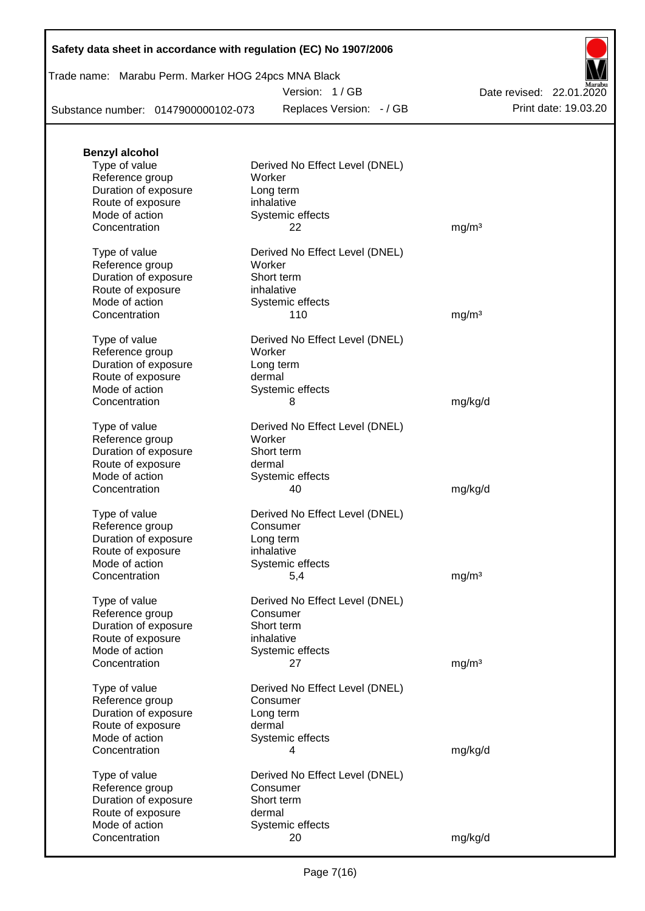**Benzyl alcohol**

| | | |
|---|---|---|
| Type of value | Derived No Effect Level (DNEL) | |
| Reference group | Worker | |
| Duration of exposure | Long term | |
| Route of exposure | inhalative | |
| Mode of action | Systemic effects | |
| Concentration | 22 | mg/m³ |
| | | |
| Type of value | Derived No Effect Level (DNEL) | |
| Reference group | Worker | |
| Duration of exposure | Short term | |
| Route of exposure | inhalative | |
| Mode of action | Systemic effects | |
| Concentration | 110 | mg/m³ |
| | | |
| Type of value | Derived No Effect Level (DNEL) | |
| Reference group | Worker | |
| Duration of exposure | Long term | |
| Route of exposure | dermal | |
| Mode of action | Systemic effects | |
| Concentration | 8 | mg/kg/d |
| | | |
| Type of value | Derived No Effect Level (DNEL) | |
| Reference group | Worker | |
| Duration of exposure | Short term | |
| Route of exposure | dermal | |
| Mode of action | Systemic effects | |
| Concentration | 40 | mg/kg/d |
| | | |
| Type of value | Derived No Effect Level (DNEL) | |
| Reference group | Consumer | |
| Duration of exposure | Long term | |
| Route of exposure | inhalative | |
| Mode of action | Systemic effects | |
| Concentration | 5,4 | mg/m³ |
| | | |
| Type of value | Derived No Effect Level (DNEL) | |
| Reference group | Consumer | |
| Duration of exposure | Short term | |
| Route of exposure | inhalative | |
| Mode of action | Systemic effects | |
| Concentration | 27 | mg/m³ |
| | | |
| Type of value | Derived No Effect Level (DNEL) | |
| Reference group | Consumer | |
| Duration of exposure | Long term | |
| Route of exposure | dermal | |
| Mode of action | Systemic effects | |
| Concentration | 4 | mg/kg/d |
| | | |
| Type of value | Derived No Effect Level (DNEL) | |
| Reference group | Consumer | |
| Duration of exposure | Short term | |
| Route of exposure | dermal | |
| Mode of action | Systemic effects | |
| Concentration | 20 | mg/kg/d |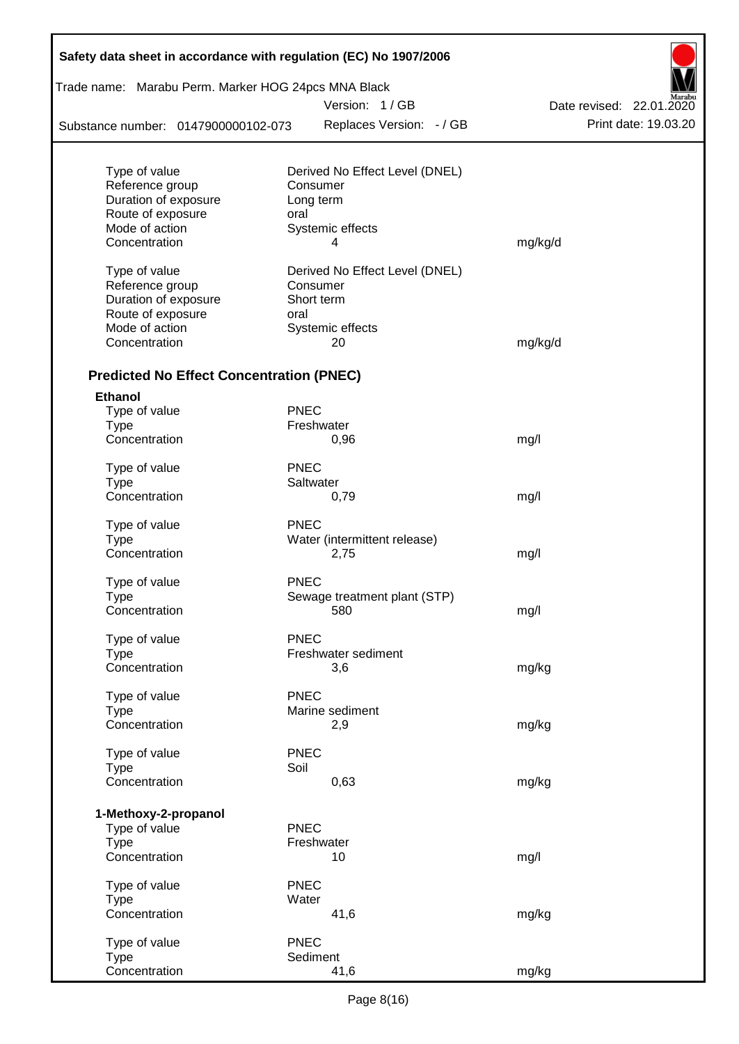| | | |
|---|---|---|
| Type of value | Derived No Effect Level (DNEL) | |
| Reference group | Consumer | |
| Duration of exposure | Long term | |
| Route of exposure | oral | |
| Mode of action | Systemic effects | |
| Concentration | 4 | mg/kg/d |

| | | |
|---|---|---|
| Type of value | Derived No Effect Level (DNEL) | |
| Reference group | Consumer | |
| Duration of exposure | Short term | |
| Route of exposure | oral | |
| Mode of action | Systemic effects | |
| Concentration | 20 | mg/kg/d |

### Predicted No Effect Concentration (PNEC)

**Ethanol**

| | | |
|---|---|---|
| Type of value | PNEC | |
| Type | Freshwater | |
| Concentration | 0,96 | mg/l |

| | | |
|---|---|---|
| Type of value | PNEC | |
| Type | Saltwater | |
| Concentration | 0,79 | mg/l |

| | | |
|---|---|---|
| Type of value | PNEC | |
| Type | Water (intermittent release) | |
| Concentration | 2,75 | mg/l |

| | | |
|---|---|---|
| Type of value | PNEC | |
| Type | Sewage treatment plant (STP) | |
| Concentration | 580 | mg/l |

| | | |
|---|---|---|
| Type of value | PNEC | |
| Type | Freshwater sediment | |
| Concentration | 3,6 | mg/kg |

| | | |
|---|---|---|
| Type of value | PNEC | |
| Type | Marine sediment | |
| Concentration | 2,9 | mg/kg |

| | | |
|---|---|---|
| Type of value | PNEC | |
| Type | Soil | |
| Concentration | 0,63 | mg/kg |

**1-Methoxy-2-propanol**

| | | |
|---|---|---|
| Type of value | PNEC | |
| Type | Freshwater | |
| Concentration | 10 | mg/l |

| | | |
|---|---|---|
| Type of value | PNEC | |
| Type | Water | |
| Concentration | 41,6 | mg/kg |

| | | |
|---|---|---|
| Type of value | PNEC | |
| Type | Sediment | |
| Concentration | 41,6 | mg/kg |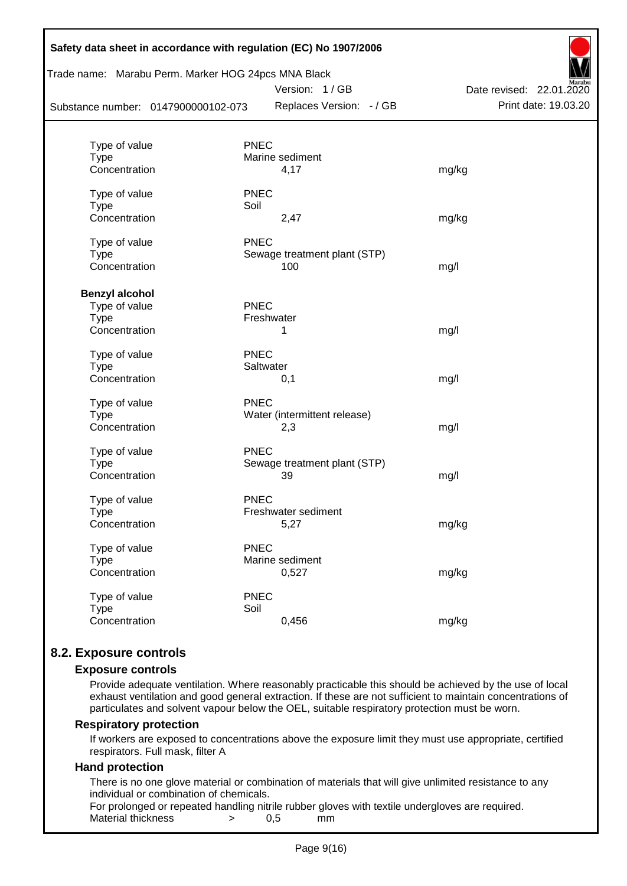| | | |
|---|---|---|
| Type of value | PNEC | |
| Type | Marine sediment | |
| Concentration | 4,17 | mg/kg |
| | | |
| Type of value | PNEC | |
| Type | Soil | |
| Concentration | 2,47 | mg/kg |
| | | |
| Type of value | PNEC | |
| Type | Sewage treatment plant (STP) | |
| Concentration | 100 | mg/l |

**Benzyl alcohol**

| | | |
|---|---|---|
| Type of value | PNEC | |
| Type | Freshwater | |
| Concentration | 1 | mg/l |
| | | |
| Type of value | PNEC | |
| Type | Saltwater | |
| Concentration | 0,1 | mg/l |
| | | |
| Type of value | PNEC | |
| Type | Water (intermittent release) | |
| Concentration | 2,3 | mg/l |
| | | |
| Type of value | PNEC | |
| Type | Sewage treatment plant (STP) | |
| Concentration | 39 | mg/l |
| | | |
| Type of value | PNEC | |
| Type | Freshwater sediment | |
| Concentration | 5,27 | mg/kg |
| | | |
| Type of value | PNEC | |
| Type | Marine sediment | |
| Concentration | 0,527 | mg/kg |
| | | |
| Type of value | PNEC | |
| Type | Soil | |
| Concentration | 0,456 | mg/kg |

## 8.2. Exposure controls

### Exposure controls

Provide adequate ventilation. Where reasonably practicable this should be achieved by the use of local exhaust ventilation and good general extraction. If these are not sufficient to maintain concentrations of particulates and solvent vapour below the OEL, suitable respiratory protection must be worn.

### Respiratory protection

If workers are exposed to concentrations above the exposure limit they must use appropriate, certified respirators. Full mask, filter A

### Hand protection

There is no one glove material or combination of materials that will give unlimited resistance to any individual or combination of chemicals.

For prolonged or repeated handling nitrile rubber gloves with textile undergloves are required.

Material thickness > 0,5 mm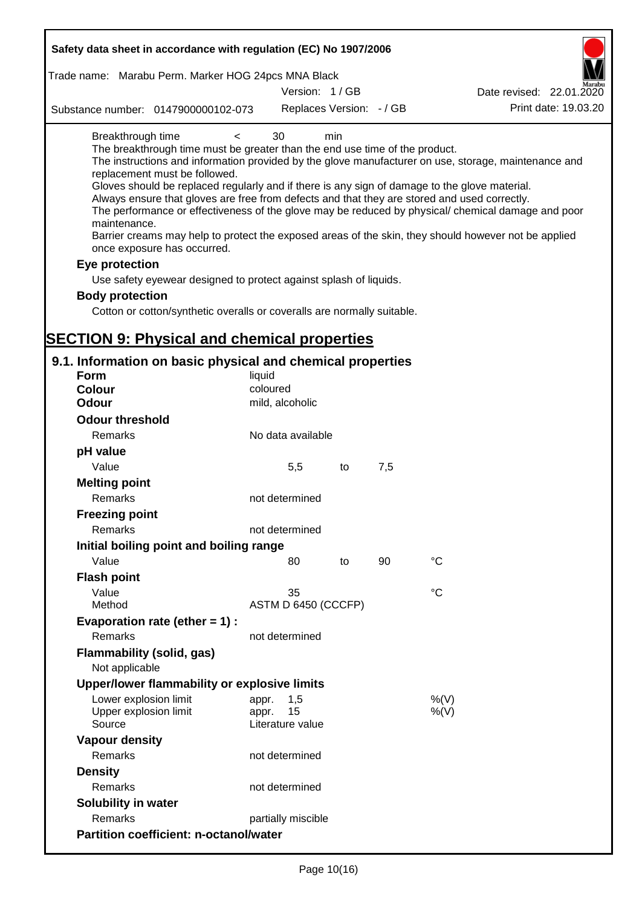Breakthrough time < 30 min

The breakthrough time must be greater than the end use time of the product.

The instructions and information provided by the glove manufacturer on use, storage, maintenance and replacement must be followed.

Gloves should be replaced regularly and if there is any sign of damage to the glove material.

Always ensure that gloves are free from defects and that they are stored and used correctly.

The performance or effectiveness of the glove may be reduced by physical/ chemical damage and poor maintenance.

Barrier creams may help to protect the exposed areas of the skin, they should however not be applied once exposure has occurred.

**Eye protection**

Use safety eyewear designed to protect against splash of liquids.

**Body protection**

Cotton or cotton/synthetic overalls or coveralls are normally suitable.

# SECTION 9: Physical and chemical properties

## 9.1. Information on basic physical and chemical properties

| | | | | |
|---|---|---|---|---|
| **Form** | liquid | | | |
| **Colour** | coloured | | | |
| **Odour** | mild, alcoholic | | | |
| **Odour threshold** | | | | |
| Remarks | No data available | | | |
| **pH value** | | | | |
| Value | 5,5 | to | 7,5 | |
| **Melting point** | | | | |
| Remarks | not determined | | | |
| **Freezing point** | | | | |
| Remarks | not determined | | | |
| **Initial boiling point and boiling range** | | | | |
| Value | 80 | to | 90 | °C |
| **Flash point** | | | | |
| Value | 35 | | | °C |
| Method | ASTM D 6450 (CCCFP) | | | |
| **Evaporation rate (ether = 1) :** | | | | |
| Remarks | not determined | | | |
| **Flammability (solid, gas)** | | | | |
| Not applicable | | | | |
| **Upper/lower flammability or explosive limits** | | | | |
| Lower explosion limit | appr. 1,5 | | | %(V) |
| Upper explosion limit | appr. 15 | | | %(V) |
| Source | Literature value | | | |
| **Vapour density** | | | | |
| Remarks | not determined | | | |
| **Density** | | | | |
| Remarks | not determined | | | |
| **Solubility in water** | | | | |
| Remarks | partially miscible | | | |
| **Partition coefficient: n-octanol/water** | | | | |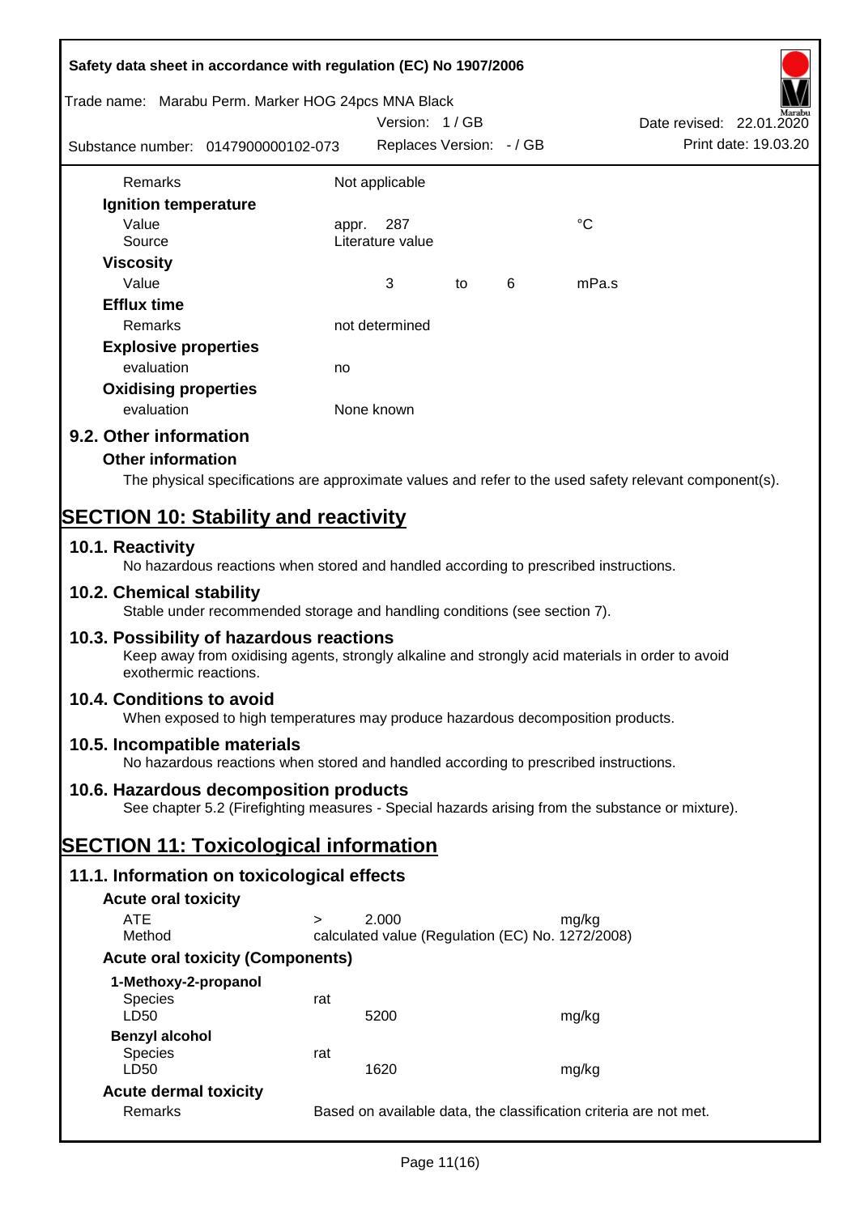| | | | | | |
|---|---|---|---|---|---|
| Remarks | Not applicable | | | | |
| **Ignition temperature** | | | | | |
| Value | appr. | 287 | | | °C |
| Source | Literature value | | | | |
| **Viscosity** | | | | | |
| Value | | 3 | to | 6 | mPa.s |
| **Efflux time** | | | | | |
| Remarks | not determined | | | | |
| **Explosive properties** | | | | | |
| evaluation | no | | | | |
| **Oxidising properties** | | | | | |
| evaluation | None known | | | | |

## 9.2. Other information

### Other information

The physical specifications are approximate values and refer to the used safety relevant component(s).

# SECTION 10: Stability and reactivity

## 10.1. Reactivity

No hazardous reactions when stored and handled according to prescribed instructions.

## 10.2. Chemical stability

Stable under recommended storage and handling conditions (see section 7).

## 10.3. Possibility of hazardous reactions

Keep away from oxidising agents, strongly alkaline and strongly acid materials in order to avoid exothermic reactions.

## 10.4. Conditions to avoid

When exposed to high temperatures may produce hazardous decomposition products.

## 10.5. Incompatible materials

No hazardous reactions when stored and handled according to prescribed instructions.

## 10.6. Hazardous decomposition products

See chapter 5.2 (Firefighting measures - Special hazards arising from the substance or mixture).

# SECTION 11: Toxicological information

## 11.1. Information on toxicological effects

### Acute oral toxicity

| | | | |
|---|---|---|---|
| ATE | > | 2.000 | mg/kg |
| Method | calculated value (Regulation (EC) No. 1272/2008) | | |

### Acute oral toxicity (Components)

| | | | |
|---|---|---|---|
| **1-Methoxy-2-propanol** | | | |
| Species | rat | | |
| LD50 | | 5200 | mg/kg |
| **Benzyl alcohol** | | | |
| Species | rat | | |
| LD50 | | 1620 | mg/kg |

### Acute dermal toxicity

| | |
|---|---|
| Remarks | Based on available data, the classification criteria are not met. |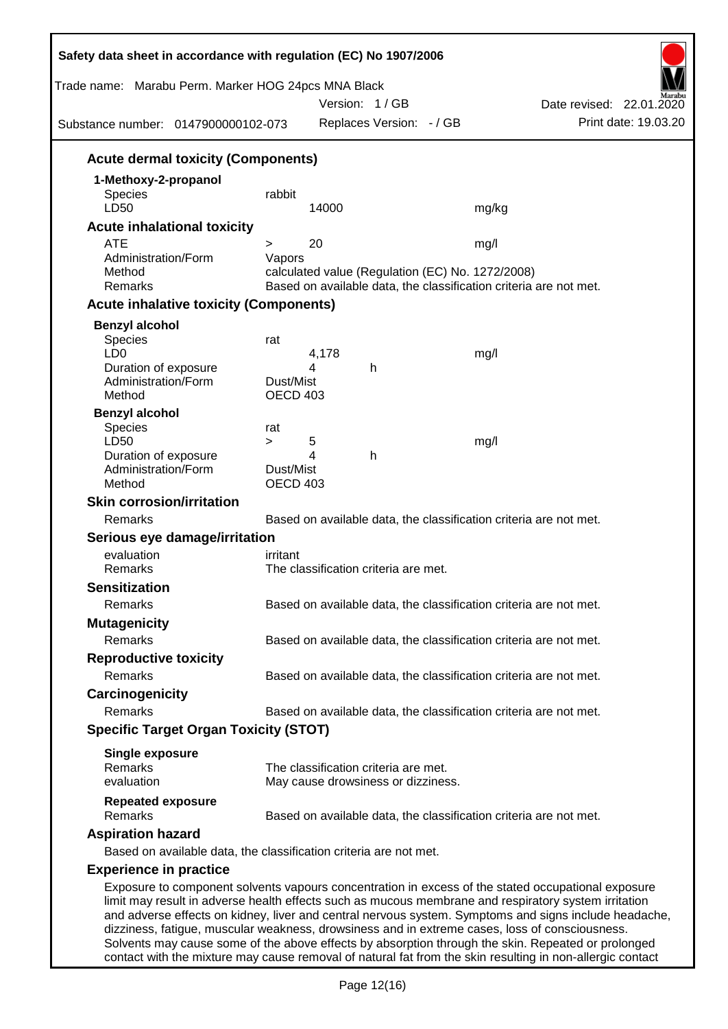### Acute dermal toxicity (Components)

**1-Methoxy-2-propanol**

| | | | |
|---|---|---|---|
| Species | rabbit | | |
| LD50 | | 14000 | mg/kg |

### Acute inhalational toxicity

| | | | |
|---|---|---|---|
| ATE | > | 20 | mg/l |
| Administration/Form | Vapors | | |
| Method | calculated value (Regulation (EC) No. 1272/2008) | | |
| Remarks | Based on available data, the classification criteria are not met. | | |

### Acute inhalative toxicity (Components)

**Benzyl alcohol**

| | | | | |
|---|---|---|---|---|
| Species | rat | | | |
| LD0 | | 4,178 | | mg/l |
| Duration of exposure | | 4 | h | |
| Administration/Form | Dust/Mist | | | |
| Method | OECD 403 | | | |

**Benzyl alcohol**

| | | | | |
|---|---|---|---|---|
| Species | rat | | | |
| LD50 | > | 5 | | mg/l |
| Duration of exposure | | 4 | h | |
| Administration/Form | Dust/Mist | | | |
| Method | OECD 403 | | | |

### Skin corrosion/irritation

Remarks: Based on available data, the classification criteria are not met.

### Serious eye damage/irritation

evaluation: irritant
Remarks: The classification criteria are met.

### Sensitization

Remarks: Based on available data, the classification criteria are not met.

### Mutagenicity

Remarks: Based on available data, the classification criteria are not met.

### Reproductive toxicity

Remarks: Based on available data, the classification criteria are not met.

### Carcinogenicity

Remarks: Based on available data, the classification criteria are not met.

### Specific Target Organ Toxicity (STOT)

**Single exposure**
Remarks: The classification criteria are met.
evaluation: May cause drowsiness or dizziness.

**Repeated exposure**
Remarks: Based on available data, the classification criteria are not met.

### Aspiration hazard

Based on available data, the classification criteria are not met.

### Experience in practice

Exposure to component solvents vapours concentration in excess of the stated occupational exposure limit may result in adverse health effects such as mucous membrane and respiratory system irritation and adverse effects on kidney, liver and central nervous system. Symptoms and signs include headache, dizziness, fatigue, muscular weakness, drowsiness and in extreme cases, loss of consciousness. Solvents may cause some of the above effects by absorption through the skin. Repeated or prolonged contact with the mixture may cause removal of natural fat from the skin resulting in non-allergic contact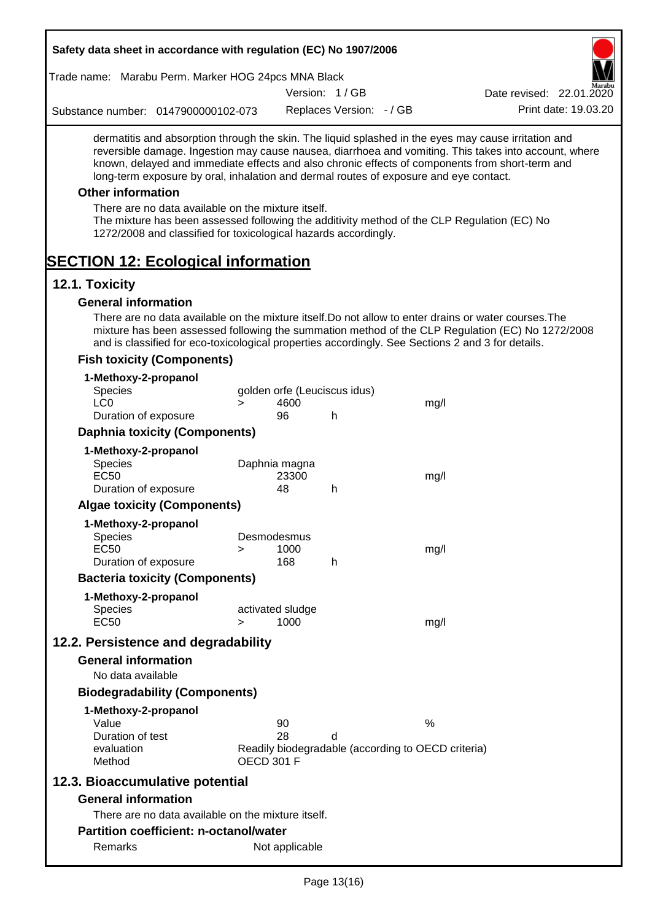dermatitis and absorption through the skin. The liquid splashed in the eyes may cause irritation and reversible damage. Ingestion may cause nausea, diarrhoea and vomiting. This takes into account, where known, delayed and immediate effects and also chronic effects of components from short-term and long-term exposure by oral, inhalation and dermal routes of exposure and eye contact.

### Other information

There are no data available on the mixture itself.
The mixture has been assessed following the additivity method of the CLP Regulation (EC) No 1272/2008 and classified for toxicological hazards accordingly.

# SECTION 12: Ecological information

## 12.1. Toxicity

### General information

There are no data available on the mixture itself.Do not allow to enter drains or water courses.The mixture has been assessed following the summation method of the CLP Regulation (EC) No 1272/2008 and is classified for eco-toxicological properties accordingly. See Sections 2 and 3 for details.

### Fish toxicity (Components)

**1-Methoxy-2-propanol**

| | | | | |
|---|---|---|---|---|
| Species | golden orfe (Leuciscus idus) | | | |
| LC0 | > | 4600 | | mg/l |
| Duration of exposure | | 96 | h | |

### Daphnia toxicity (Components)

**1-Methoxy-2-propanol**

| | | | | |
|---|---|---|---|---|
| Species | Daphnia magna | | | |
| EC50 | | 23300 | | mg/l |
| Duration of exposure | | 48 | h | |

### Algae toxicity (Components)

**1-Methoxy-2-propanol**

| | | | | |
|---|---|---|---|---|
| Species | Desmodesmus | | | |
| EC50 | > | 1000 | | mg/l |
| Duration of exposure | | 168 | h | |

### Bacteria toxicity (Components)

**1-Methoxy-2-propanol**

| | | | | |
|---|---|---|---|---|
| Species | activated sludge | | | |
| EC50 | > | 1000 | | mg/l |

## 12.2. Persistence and degradability

### General information

No data available

### Biodegradability (Components)

**1-Methoxy-2-propanol**

| | | | |
|---|---|---|---|
| Value | 90 | | % |
| Duration of test | 28 | d | |
| evaluation | Readily biodegradable (according to OECD criteria) | | |
| Method | OECD 301 F | | |

## 12.3. Bioaccumulative potential

### General information

There are no data available on the mixture itself.

### Partition coefficient: n-octanol/water

| | |
|---|---|
| Remarks | Not applicable |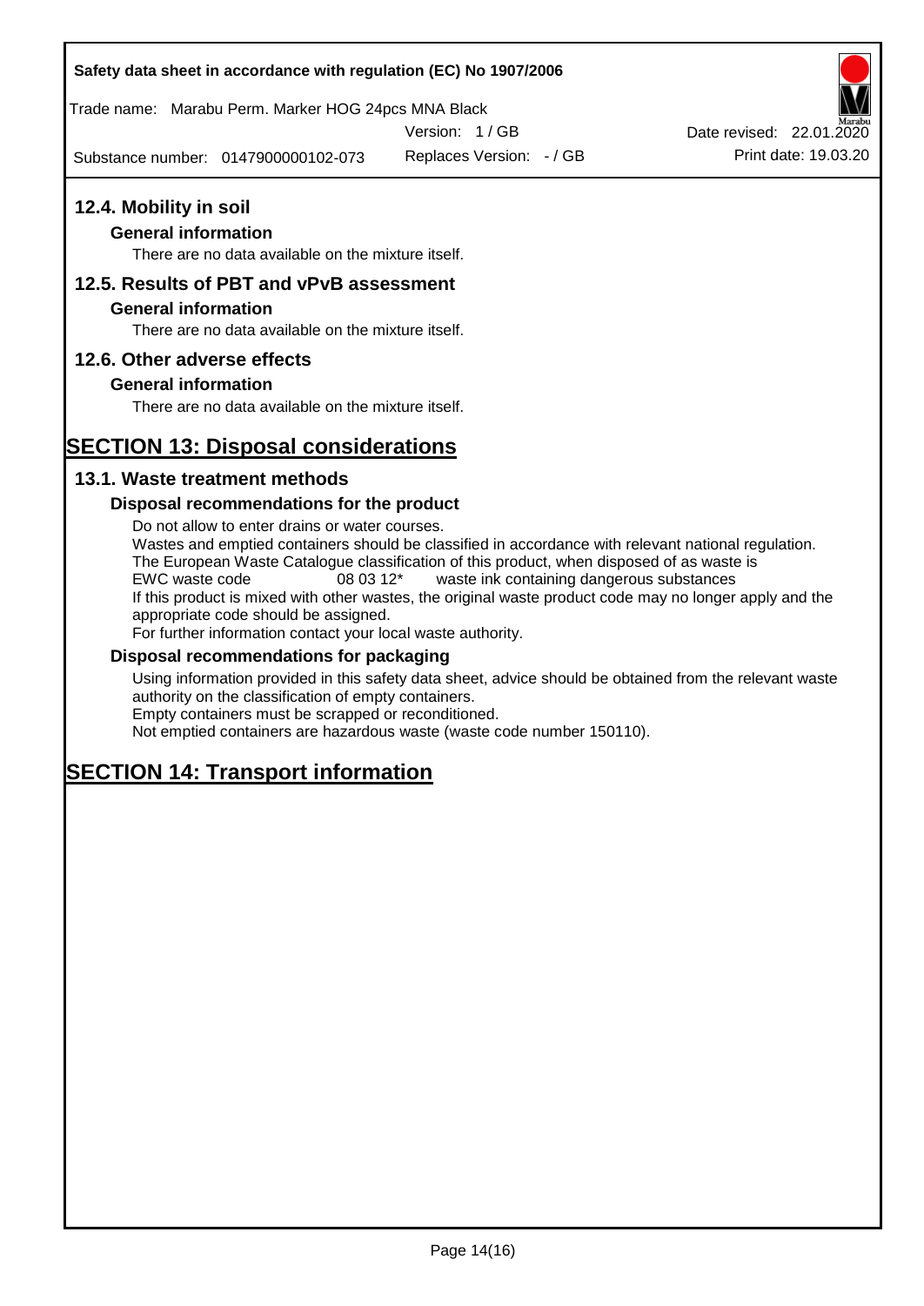## 12.4. Mobility in soil

### General information

There are no data available on the mixture itself.

## 12.5. Results of PBT and vPvB assessment

### General information

There are no data available on the mixture itself.

## 12.6. Other adverse effects

### General information

There are no data available on the mixture itself.

# SECTION 13: Disposal considerations

## 13.1. Waste treatment methods

### Disposal recommendations for the product

Do not allow to enter drains or water courses.
Wastes and emptied containers should be classified in accordance with relevant national regulation.
The European Waste Catalogue classification of this product, when disposed of as waste is
EWC waste code 08 03 12* waste ink containing dangerous substances
If this product is mixed with other wastes, the original waste product code may no longer apply and the appropriate code should be assigned.
For further information contact your local waste authority.

### Disposal recommendations for packaging

Using information provided in this safety data sheet, advice should be obtained from the relevant waste authority on the classification of empty containers.
Empty containers must be scrapped or reconditioned.
Not emptied containers are hazardous waste (waste code number 150110).

# SECTION 14: Transport information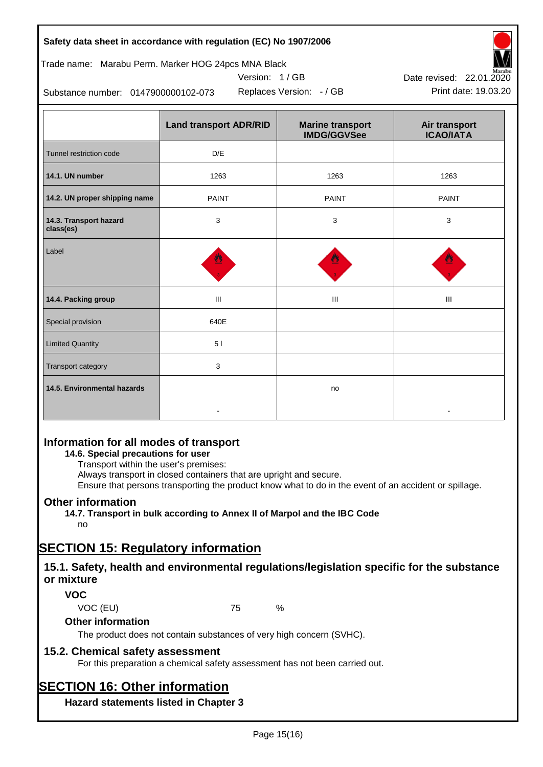| | Land transport ADR/RID | Marine transport IMDG/GGVSee | Air transport ICAO/IATA |
|---|---|---|---|
| Tunnel restriction code | D/E | | |
| **14.1. UN number** | 1263 | 1263 | 1263 |
| **14.2. UN proper shipping name** | PAINT | PAINT | PAINT |
| **14.3. Transport hazard class(es)** | 3 | 3 | 3 |
| Label | | | |
| **14.4. Packing group** | III | III | III |
| Special provision | 640E | | |
| Limited Quantity | 5 l | | |
| Transport category | 3 | | |
| **14.5. Environmental hazards** | - | no | - |

## Information for all modes of transport

### 14.6. Special precautions for user

Transport within the user's premises:
Always transport in closed containers that are upright and secure.
Ensure that persons transporting the product know what to do in the event of an accident or spillage.

## Other information

### 14.7. Transport in bulk according to Annex II of Marpol and the IBC Code

no

# SECTION 15: Regulatory information

## 15.1. Safety, health and environmental regulations/legislation specific for the substance or mixture

### VOC

VOC (EU) 75 %

### Other information

The product does not contain substances of very high concern (SVHC).

## 15.2. Chemical safety assessment

For this preparation a chemical safety assessment has not been carried out.

# SECTION 16: Other information

### Hazard statements listed in Chapter 3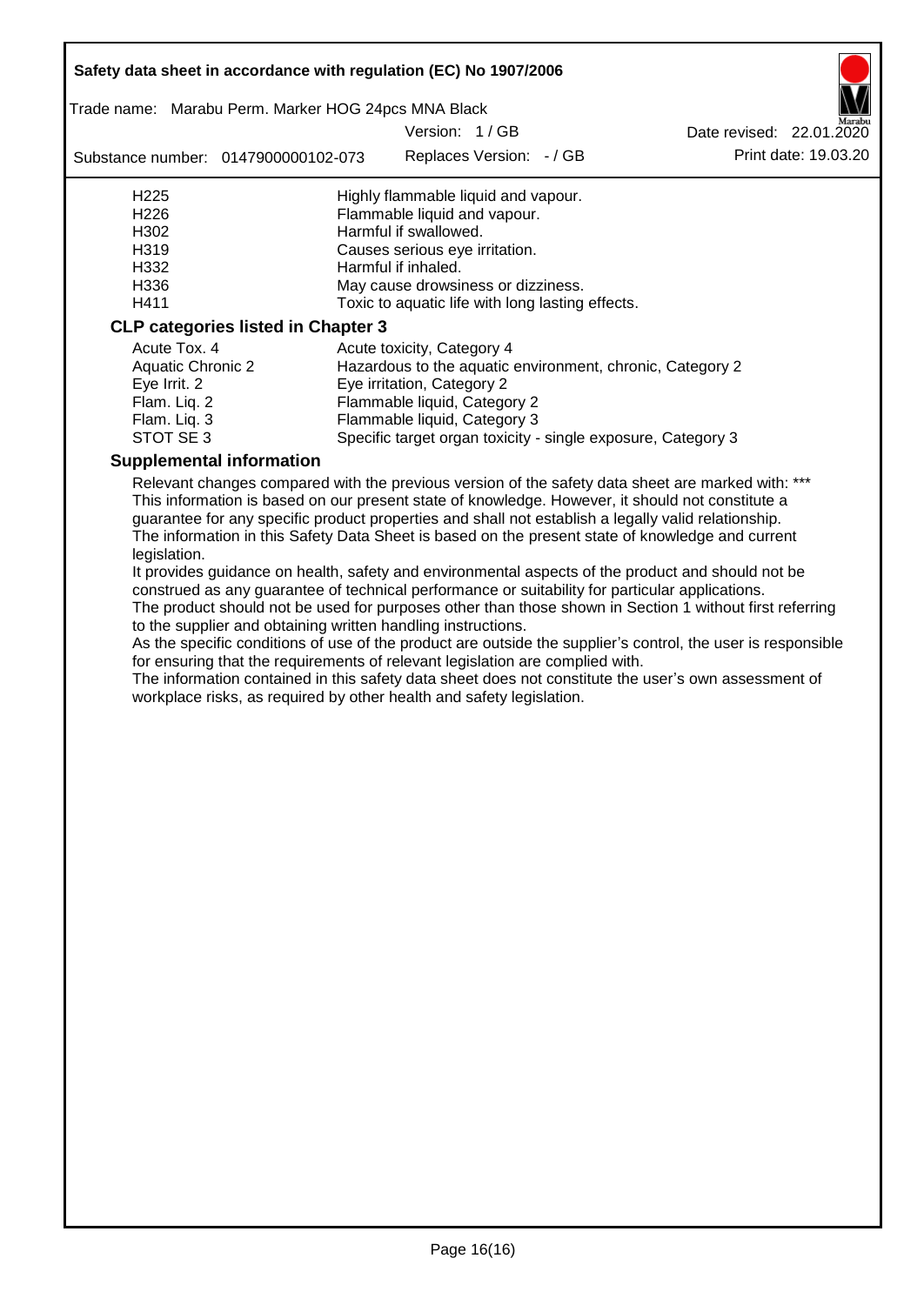| | |
|---|---|
| H225 | Highly flammable liquid and vapour. |
| H226 | Flammable liquid and vapour. |
| H302 | Harmful if swallowed. |
| H319 | Causes serious eye irritation. |
| H332 | Harmful if inhaled. |
| H336 | May cause drowsiness or dizziness. |
| H411 | Toxic to aquatic life with long lasting effects. |

### CLP categories listed in Chapter 3

| | |
|---|---|
| Acute Tox. 4 | Acute toxicity, Category 4 |
| Aquatic Chronic 2 | Hazardous to the aquatic environment, chronic, Category 2 |
| Eye Irrit. 2 | Eye irritation, Category 2 |
| Flam. Liq. 2 | Flammable liquid, Category 2 |
| Flam. Liq. 3 | Flammable liquid, Category 3 |
| STOT SE 3 | Specific target organ toxicity - single exposure, Category 3 |

### Supplemental information

Relevant changes compared with the previous version of the safety data sheet are marked with: ***
This information is based on our present state of knowledge. However, it should not constitute a guarantee for any specific product properties and shall not establish a legally valid relationship.
The information in this Safety Data Sheet is based on the present state of knowledge and current legislation.
It provides guidance on health, safety and environmental aspects of the product and should not be construed as any guarantee of technical performance or suitability for particular applications.
The product should not be used for purposes other than those shown in Section 1 without first referring to the supplier and obtaining written handling instructions.
As the specific conditions of use of the product are outside the supplier's control, the user is responsible for ensuring that the requirements of relevant legislation are complied with.
The information contained in this safety data sheet does not constitute the user's own assessment of workplace risks, as required by other health and safety legislation.